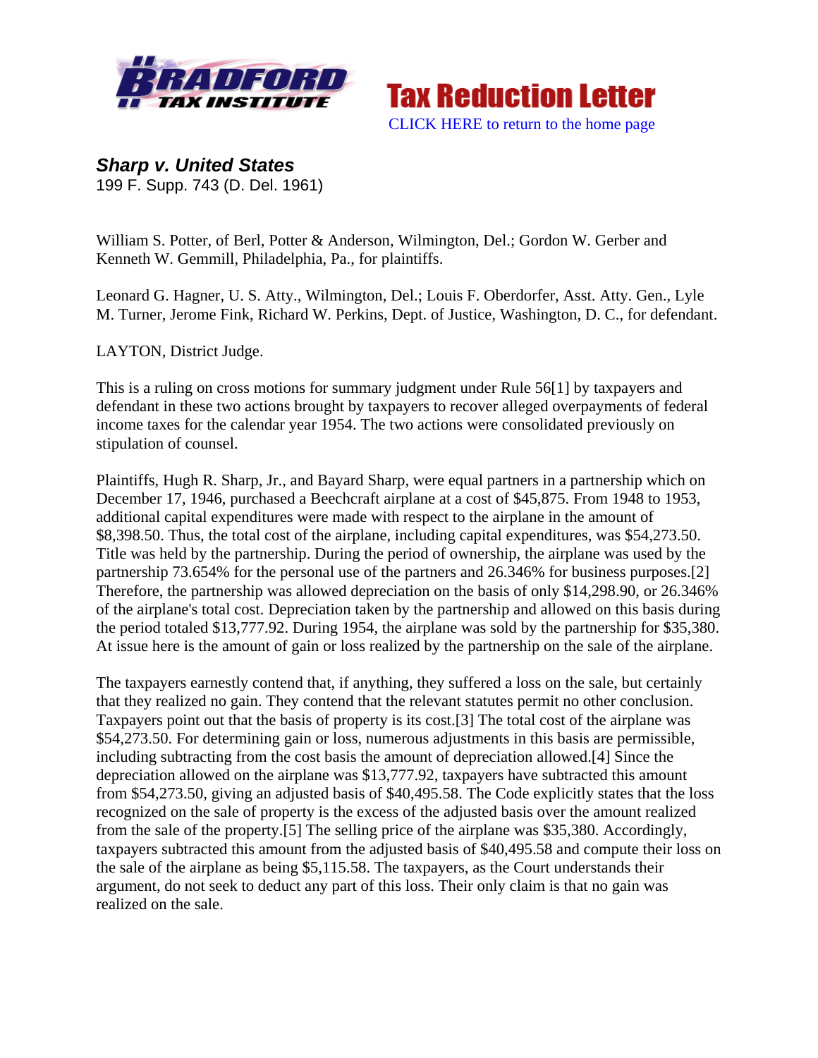Tax Reduction Letter

CLICK HERE to return to the home page

***Sharp v. United States***
199 F. Supp. 743 (D. Del. 1961)

William S. Potter, of Berl, Potter & Anderson, Wilmington, Del.; Gordon W. Gerber and Kenneth W. Gemmill, Philadelphia, Pa., for plaintiffs.

Leonard G. Hagner, U. S. Atty., Wilmington, Del.; Louis F. Oberdorfer, Asst. Atty. Gen., Lyle M. Turner, Jerome Fink, Richard W. Perkins, Dept. of Justice, Washington, D. C., for defendant.

LAYTON, District Judge.

This is a ruling on cross motions for summary judgment under Rule 56[1] by taxpayers and defendant in these two actions brought by taxpayers to recover alleged overpayments of federal income taxes for the calendar year 1954. The two actions were consolidated previously on stipulation of counsel.

Plaintiffs, Hugh R. Sharp, Jr., and Bayard Sharp, were equal partners in a partnership which on December 17, 1946, purchased a Beechcraft airplane at a cost of $45,875. From 1948 to 1953, additional capital expenditures were made with respect to the airplane in the amount of $8,398.50. Thus, the total cost of the airplane, including capital expenditures, was $54,273.50. Title was held by the partnership. During the period of ownership, the airplane was used by the partnership 73.654% for the personal use of the partners and 26.346% for business purposes.[2] Therefore, the partnership was allowed depreciation on the basis of only $14,298.90, or 26.346% of the airplane's total cost. Depreciation taken by the partnership and allowed on this basis during the period totaled $13,777.92. During 1954, the airplane was sold by the partnership for $35,380. At issue here is the amount of gain or loss realized by the partnership on the sale of the airplane.

The taxpayers earnestly contend that, if anything, they suffered a loss on the sale, but certainly that they realized no gain. They contend that the relevant statutes permit no other conclusion. Taxpayers point out that the basis of property is its cost.[3] The total cost of the airplane was $54,273.50. For determining gain or loss, numerous adjustments in this basis are permissible, including subtracting from the cost basis the amount of depreciation allowed.[4] Since the depreciation allowed on the airplane was $13,777.92, taxpayers have subtracted this amount from $54,273.50, giving an adjusted basis of $40,495.58. The Code explicitly states that the loss recognized on the sale of property is the excess of the adjusted basis over the amount realized from the sale of the property.[5] The selling price of the airplane was $35,380. Accordingly, taxpayers subtracted this amount from the adjusted basis of $40,495.58 and compute their loss on the sale of the airplane as being $5,115.58. The taxpayers, as the Court understands their argument, do not seek to deduct any part of this loss. Their only claim is that no gain was realized on the sale.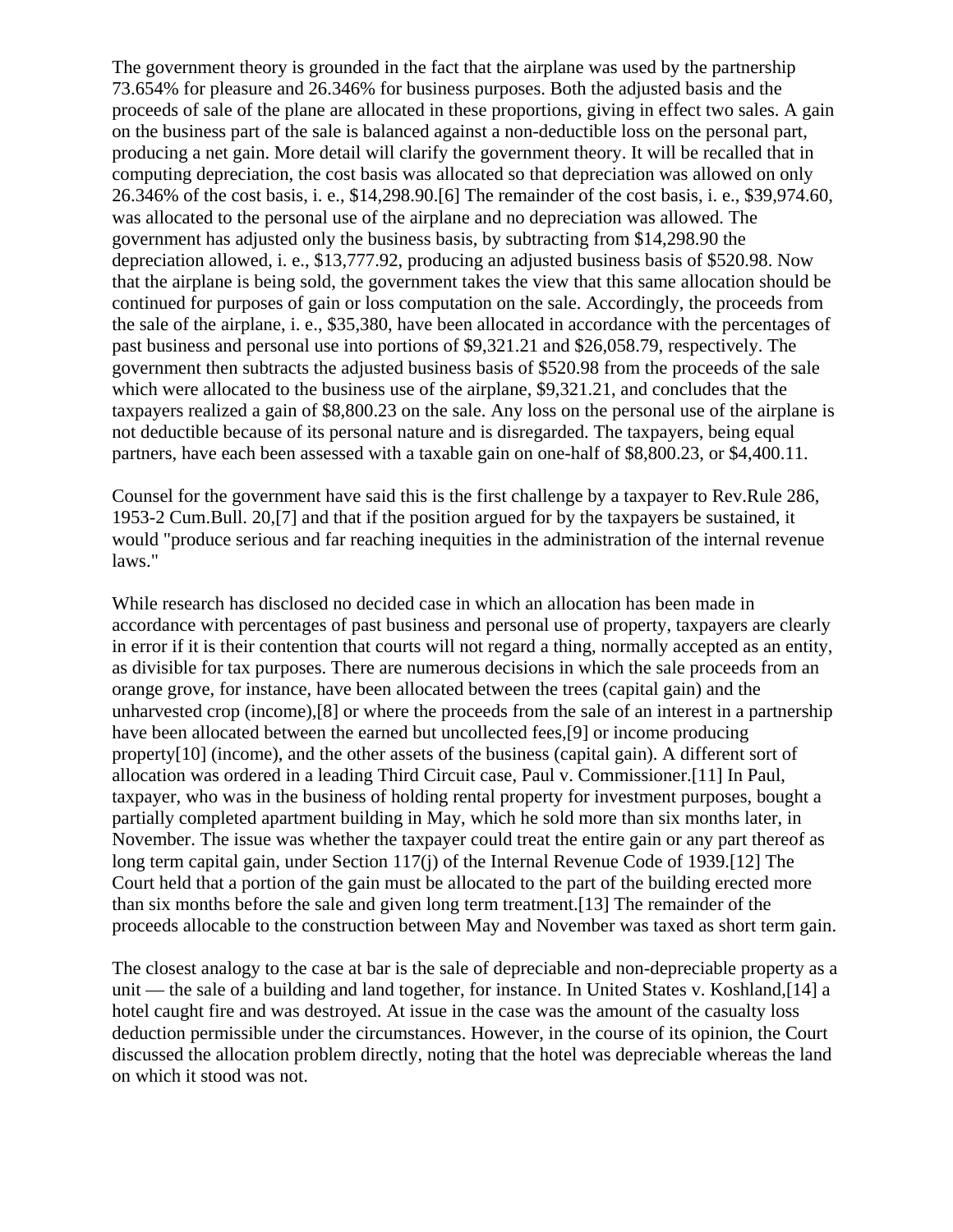The government theory is grounded in the fact that the airplane was used by the partnership 73.654% for pleasure and 26.346% for business purposes. Both the adjusted basis and the proceeds of sale of the plane are allocated in these proportions, giving in effect two sales. A gain on the business part of the sale is balanced against a non-deductible loss on the personal part, producing a net gain. More detail will clarify the government theory. It will be recalled that in computing depreciation, the cost basis was allocated so that depreciation was allowed on only 26.346% of the cost basis, i. e., $14,298.90.[6] The remainder of the cost basis, i. e., $39,974.60, was allocated to the personal use of the airplane and no depreciation was allowed. The government has adjusted only the business basis, by subtracting from $14,298.90 the depreciation allowed, i. e., $13,777.92, producing an adjusted business basis of $520.98. Now that the airplane is being sold, the government takes the view that this same allocation should be continued for purposes of gain or loss computation on the sale. Accordingly, the proceeds from the sale of the airplane, i. e., $35,380, have been allocated in accordance with the percentages of past business and personal use into portions of $9,321.21 and $26,058.79, respectively. The government then subtracts the adjusted business basis of $520.98 from the proceeds of the sale which were allocated to the business use of the airplane, $9,321.21, and concludes that the taxpayers realized a gain of $8,800.23 on the sale. Any loss on the personal use of the airplane is not deductible because of its personal nature and is disregarded. The taxpayers, being equal partners, have each been assessed with a taxable gain on one-half of $8,800.23, or $4,400.11.

Counsel for the government have said this is the first challenge by a taxpayer to Rev.Rule 286, 1953-2 Cum.Bull. 20,[7] and that if the position argued for by the taxpayers be sustained, it would "produce serious and far reaching inequities in the administration of the internal revenue laws."

While research has disclosed no decided case in which an allocation has been made in accordance with percentages of past business and personal use of property, taxpayers are clearly in error if it is their contention that courts will not regard a thing, normally accepted as an entity, as divisible for tax purposes. There are numerous decisions in which the sale proceeds from an orange grove, for instance, have been allocated between the trees (capital gain) and the unharvested crop (income),[8] or where the proceeds from the sale of an interest in a partnership have been allocated between the earned but uncollected fees,[9] or income producing property[10] (income), and the other assets of the business (capital gain). A different sort of allocation was ordered in a leading Third Circuit case, Paul v. Commissioner.[11] In Paul, taxpayer, who was in the business of holding rental property for investment purposes, bought a partially completed apartment building in May, which he sold more than six months later, in November. The issue was whether the taxpayer could treat the entire gain or any part thereof as long term capital gain, under Section 117(j) of the Internal Revenue Code of 1939.[12] The Court held that a portion of the gain must be allocated to the part of the building erected more than six months before the sale and given long term treatment.[13] The remainder of the proceeds allocable to the construction between May and November was taxed as short term gain.

The closest analogy to the case at bar is the sale of depreciable and non-depreciable property as a unit — the sale of a building and land together, for instance. In United States v. Koshland,[14] a hotel caught fire and was destroyed. At issue in the case was the amount of the casualty loss deduction permissible under the circumstances. However, in the course of its opinion, the Court discussed the allocation problem directly, noting that the hotel was depreciable whereas the land on which it stood was not.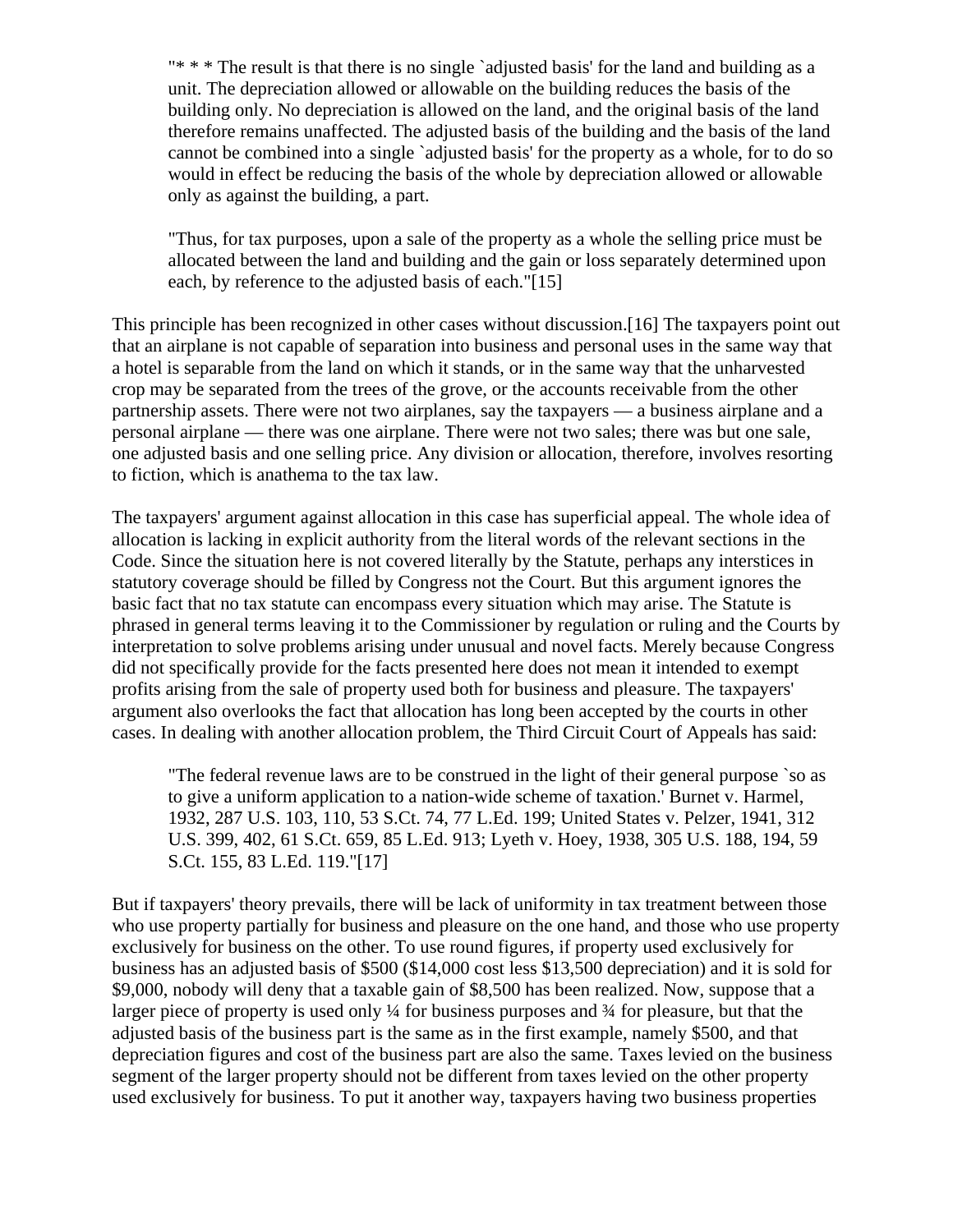> "* * * The result is that there is no single `adjusted basis' for the land and building as a unit. The depreciation allowed or allowable on the building reduces the basis of the building only. No depreciation is allowed on the land, and the original basis of the land therefore remains unaffected. The adjusted basis of the building and the basis of the land cannot be combined into a single `adjusted basis' for the property as a whole, for to do so would in effect be reducing the basis of the whole by depreciation allowed or allowable only as against the building, a part.
>
> "Thus, for tax purposes, upon a sale of the property as a whole the selling price must be allocated between the land and building and the gain or loss separately determined upon each, by reference to the adjusted basis of each."[15]

This principle has been recognized in other cases without discussion.[16] The taxpayers point out that an airplane is not capable of separation into business and personal uses in the same way that a hotel is separable from the land on which it stands, or in the same way that the unharvested crop may be separated from the trees of the grove, or the accounts receivable from the other partnership assets. There were not two airplanes, say the taxpayers — a business airplane and a personal airplane — there was one airplane. There were not two sales; there was but one sale, one adjusted basis and one selling price. Any division or allocation, therefore, involves resorting to fiction, which is anathema to the tax law.

The taxpayers' argument against allocation in this case has superficial appeal. The whole idea of allocation is lacking in explicit authority from the literal words of the relevant sections in the Code. Since the situation here is not covered literally by the Statute, perhaps any interstices in statutory coverage should be filled by Congress not the Court. But this argument ignores the basic fact that no tax statute can encompass every situation which may arise. The Statute is phrased in general terms leaving it to the Commissioner by regulation or ruling and the Courts by interpretation to solve problems arising under unusual and novel facts. Merely because Congress did not specifically provide for the facts presented here does not mean it intended to exempt profits arising from the sale of property used both for business and pleasure. The taxpayers' argument also overlooks the fact that allocation has long been accepted by the courts in other cases. In dealing with another allocation problem, the Third Circuit Court of Appeals has said:

> "The federal revenue laws are to be construed in the light of their general purpose `so as to give a uniform application to a nation-wide scheme of taxation.' Burnet v. Harmel, 1932, 287 U.S. 103, 110, 53 S.Ct. 74, 77 L.Ed. 199; United States v. Pelzer, 1941, 312 U.S. 399, 402, 61 S.Ct. 659, 85 L.Ed. 913; Lyeth v. Hoey, 1938, 305 U.S. 188, 194, 59 S.Ct. 155, 83 L.Ed. 119."[17]

But if taxpayers' theory prevails, there will be lack of uniformity in tax treatment between those who use property partially for business and pleasure on the one hand, and those who use property exclusively for business on the other. To use round figures, if property used exclusively for business has an adjusted basis of $500 ($14,000 cost less $13,500 depreciation) and it is sold for $9,000, nobody will deny that a taxable gain of $8,500 has been realized. Now, suppose that a larger piece of property is used only ¼ for business purposes and ¾ for pleasure, but that the adjusted basis of the business part is the same as in the first example, namely $500, and that depreciation figures and cost of the business part are also the same. Taxes levied on the business segment of the larger property should not be different from taxes levied on the other property used exclusively for business. To put it another way, taxpayers having two business properties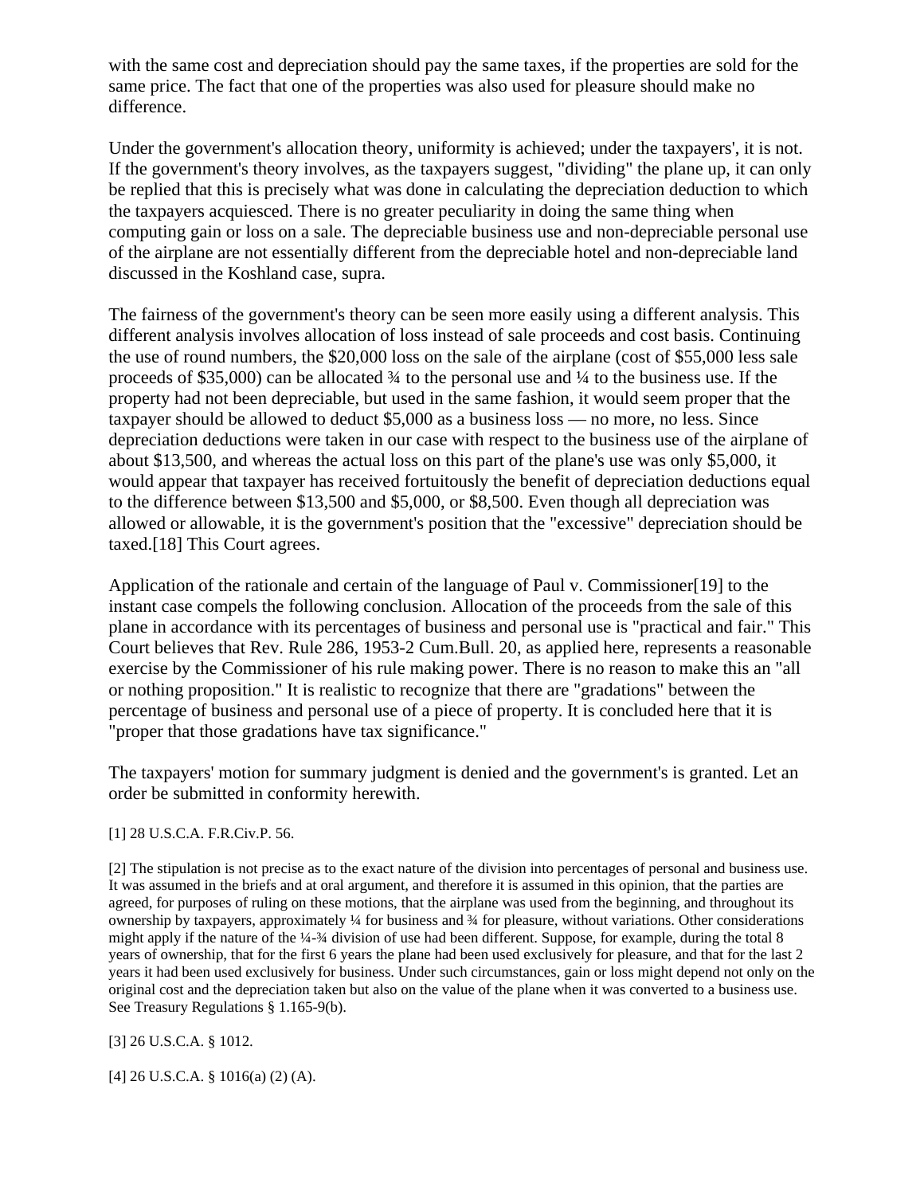with the same cost and depreciation should pay the same taxes, if the properties are sold for the same price. The fact that one of the properties was also used for pleasure should make no difference.

Under the government's allocation theory, uniformity is achieved; under the taxpayers', it is not. If the government's theory involves, as the taxpayers suggest, "dividing" the plane up, it can only be replied that this is precisely what was done in calculating the depreciation deduction to which the taxpayers acquiesced. There is no greater peculiarity in doing the same thing when computing gain or loss on a sale. The depreciable business use and non-depreciable personal use of the airplane are not essentially different from the depreciable hotel and non-depreciable land discussed in the Koshland case, supra.

The fairness of the government's theory can be seen more easily using a different analysis. This different analysis involves allocation of loss instead of sale proceeds and cost basis. Continuing the use of round numbers, the $20,000 loss on the sale of the airplane (cost of $55,000 less sale proceeds of $35,000) can be allocated ¾ to the personal use and ¼ to the business use. If the property had not been depreciable, but used in the same fashion, it would seem proper that the taxpayer should be allowed to deduct $5,000 as a business loss — no more, no less. Since depreciation deductions were taken in our case with respect to the business use of the airplane of about $13,500, and whereas the actual loss on this part of the plane's use was only $5,000, it would appear that taxpayer has received fortuitously the benefit of depreciation deductions equal to the difference between $13,500 and $5,000, or $8,500. Even though all depreciation was allowed or allowable, it is the government's position that the "excessive" depreciation should be taxed.[18] This Court agrees.

Application of the rationale and certain of the language of Paul v. Commissioner[19] to the instant case compels the following conclusion. Allocation of the proceeds from the sale of this plane in accordance with its percentages of business and personal use is "practical and fair." This Court believes that Rev. Rule 286, 1953-2 Cum.Bull. 20, as applied here, represents a reasonable exercise by the Commissioner of his rule making power. There is no reason to make this an "all or nothing proposition." It is realistic to recognize that there are "gradations" between the percentage of business and personal use of a piece of property. It is concluded here that it is "proper that those gradations have tax significance."

The taxpayers' motion for summary judgment is denied and the government's is granted. Let an order be submitted in conformity herewith.

[1] 28 U.S.C.A. F.R.Civ.P. 56.

[2] The stipulation is not precise as to the exact nature of the division into percentages of personal and business use. It was assumed in the briefs and at oral argument, and therefore it is assumed in this opinion, that the parties are agreed, for purposes of ruling on these motions, that the airplane was used from the beginning, and throughout its ownership by taxpayers, approximately ¼ for business and ¾ for pleasure, without variations. Other considerations might apply if the nature of the ¼-¾ division of use had been different. Suppose, for example, during the total 8 years of ownership, that for the first 6 years the plane had been used exclusively for pleasure, and that for the last 2 years it had been used exclusively for business. Under such circumstances, gain or loss might depend not only on the original cost and the depreciation taken but also on the value of the plane when it was converted to a business use. See Treasury Regulations § 1.165-9(b).

[3] 26 U.S.C.A. § 1012.

[4] 26 U.S.C.A. § 1016(a) (2) (A).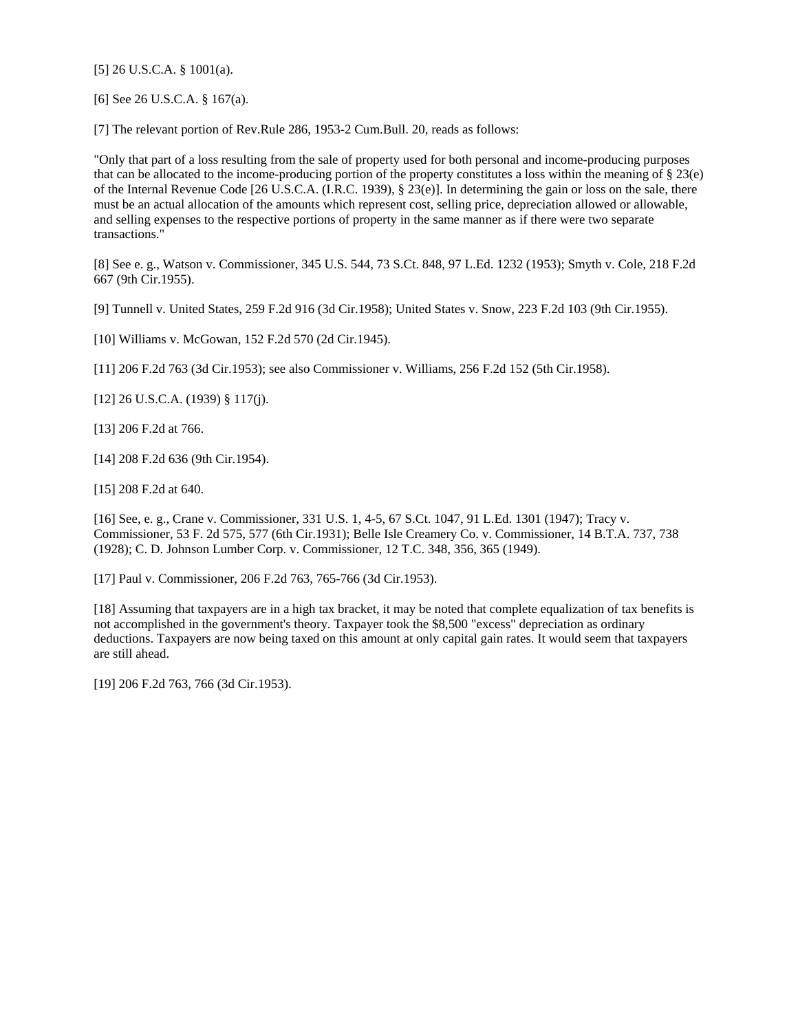[5] 26 U.S.C.A. § 1001(a).

[6] See 26 U.S.C.A. § 167(a).

[7] The relevant portion of Rev.Rule 286, 1953-2 Cum.Bull. 20, reads as follows:

"Only that part of a loss resulting from the sale of property used for both personal and income-producing purposes that can be allocated to the income-producing portion of the property constitutes a loss within the meaning of § 23(e) of the Internal Revenue Code [26 U.S.C.A. (I.R.C. 1939), § 23(e)]. In determining the gain or loss on the sale, there must be an actual allocation of the amounts which represent cost, selling price, depreciation allowed or allowable, and selling expenses to the respective portions of property in the same manner as if there were two separate transactions."

[8] See e. g., Watson v. Commissioner, 345 U.S. 544, 73 S.Ct. 848, 97 L.Ed. 1232 (1953); Smyth v. Cole, 218 F.2d 667 (9th Cir.1955).

[9] Tunnell v. United States, 259 F.2d 916 (3d Cir.1958); United States v. Snow, 223 F.2d 103 (9th Cir.1955).

[10] Williams v. McGowan, 152 F.2d 570 (2d Cir.1945).

[11] 206 F.2d 763 (3d Cir.1953); see also Commissioner v. Williams, 256 F.2d 152 (5th Cir.1958).

[12] 26 U.S.C.A. (1939) § 117(j).

[13] 206 F.2d at 766.

[14] 208 F.2d 636 (9th Cir.1954).

[15] 208 F.2d at 640.

[16] See, e. g., Crane v. Commissioner, 331 U.S. 1, 4-5, 67 S.Ct. 1047, 91 L.Ed. 1301 (1947); Tracy v. Commissioner, 53 F. 2d 575, 577 (6th Cir.1931); Belle Isle Creamery Co. v. Commissioner, 14 B.T.A. 737, 738 (1928); C. D. Johnson Lumber Corp. v. Commissioner, 12 T.C. 348, 356, 365 (1949).

[17] Paul v. Commissioner, 206 F.2d 763, 765-766 (3d Cir.1953).

[18] Assuming that taxpayers are in a high tax bracket, it may be noted that complete equalization of tax benefits is not accomplished in the government's theory. Taxpayer took the $8,500 "excess" depreciation as ordinary deductions. Taxpayers are now being taxed on this amount at only capital gain rates. It would seem that taxpayers are still ahead.

[19] 206 F.2d 763, 766 (3d Cir.1953).